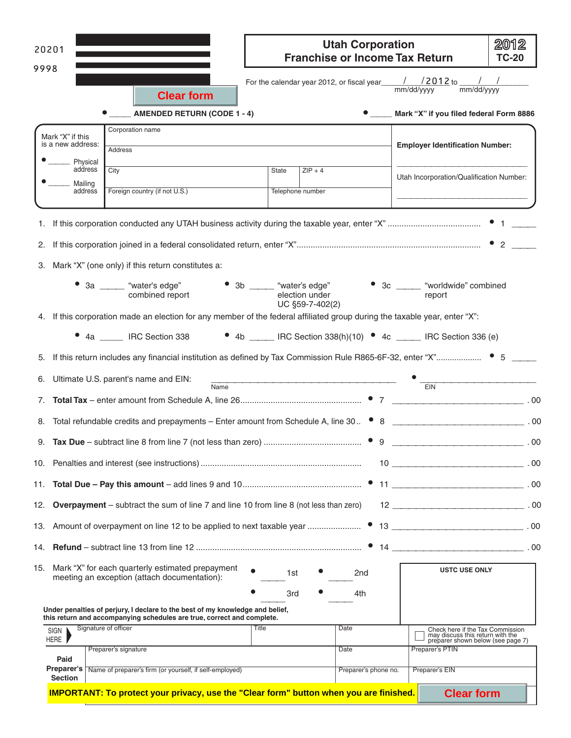20201

9998

Clear form

# Utah Corporation Franchise or Income Tax Return

**2012 TC-20**

For the calendar year 2012, or fiscal year ____/____/2012 to ____/____/______
mm/dd/yyyy mm/dd/yyyy

• _____ **AMENDED RETURN (CODE 1 - 4)**

• _____ **Mark "X" if you filed federal Form 8886**

| Mark "X" if this is a new address: | Corporation name | | | **Employer Identification Number:** |
|---|---|---|---|---|
| • _____ Physical address | Address | | | |
| • _____ Mailing address | City | State | ZIP + 4 | Utah Incorporation/Qualification Number: |
| | Foreign country (if not U.S.) | Telephone number | | |

1. If this corporation conducted any UTAH business activity during the taxable year, enter "X" ........................................ • 1 _____
2. If this corporation joined in a federal consolidated return, enter "X"........................................................................... • 2 _____
3. Mark "X" (one only) if this return constitutes a:
   • 3a _____ "water's edge" combined report • 3b _____ "water's edge" election under UC §59-7-402(2) • 3c _____ "worldwide" combined report
4. If this corporation made an election for any member of the federal affiliated group during the taxable year, enter "X":
   • 4a _____ IRC Section 338 • 4b _____ IRC Section 338(h)(10) • 4c _____ IRC Section 336 (e)
5. If this return includes any financial institution as defined by Tax Commission Rule R865-6F-32, enter "X"................... • 5 _____
6. Ultimate U.S. parent's name and EIN: ______________________ (Name) • ______________ (EIN)
7. **Total Tax** – enter amount from Schedule A, line 26.................................................... • 7 ______________ .00
8. Total refundable credits and prepayments – Enter amount from Schedule A, line 30.. • 8 ______________ .00
9. **Tax Due** – subtract line 8 from line 7 (not less than zero) ........................................ • 9 ______________ .00
10. Penalties and interest (see instructions) ..................................................................... 10 ______________ .00
11. **Total Due – Pay this amount** – add lines 9 and 10................................................... • 11 ______________ .00
12. **Overpayment** – subtract the sum of line 7 and line 10 from line 8 (not less than zero) 12 ______________ .00
13. Amount of overpayment on line 12 to be applied to next taxable year ....................... • 13 ______________ .00
14. **Refund** – subtract line 13 from line 12 ....................................................................... • 14 ______________ .00
15. Mark "X" for each quarterly estimated prepayment meeting an exception (attach documentation): • _____ 1st • _____ 2nd • _____ 3rd • _____ 4th

**USTC USE ONLY**

**Under penalties of perjury, I declare to the best of my knowledge and belief, this return and accompanying schedules are true, correct and complete.**

| SIGN HERE | Signature of officer | Title | Date | ☐ Check here if the Tax Commission may discuss this return with the preparer shown below (see page 7) |
|---|---|---|---|---|
| **Paid Preparer's Section** | Preparer's signature | | Date | Preparer's PTIN |
| | Name of preparer's firm (or yourself, if self-employed) | | Preparer's phone no. | Preparer's EIN |

**IMPORTANT: To protect your privacy, use the "Clear form" button when you are finished.**

Clear form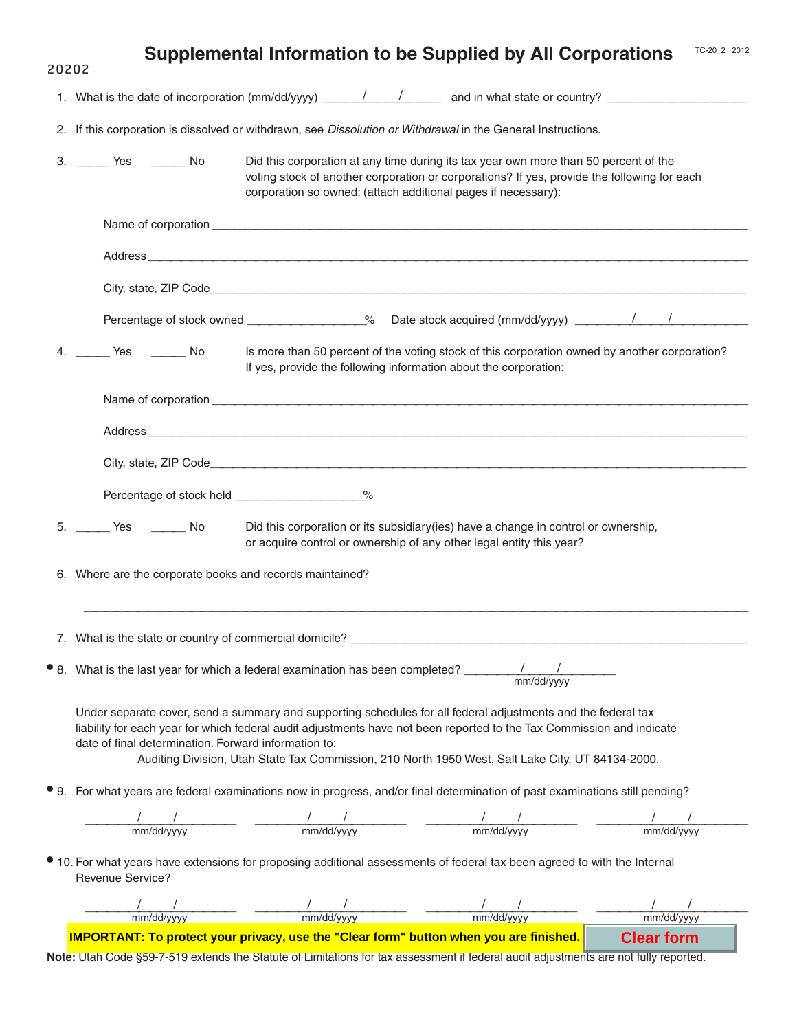# Supplemental Information to be Supplied by All Corporations

TC-20_2 2012

20202

1. What is the date of incorporation (mm/dd/yyyy) ______/____/______ and in what state or country? ____________________

2. If this corporation is dissolved or withdrawn, see *Dissolution or Withdrawal* in the General Instructions.

3. _____ Yes _____ No Did this corporation at any time during its tax year own more than 50 percent of the voting stock of another corporation or corporations? If yes, provide the following for each corporation so owned: (attach additional pages if necessary):

   Name of corporation ____________________________________________

   Address ____________________________________________

   City, state, ZIP Code ____________________________________________

   Percentage of stock owned ________________% Date stock acquired (mm/dd/yyyy) ________/____/__________

4. _____ Yes _____ No Is more than 50 percent of the voting stock of this corporation owned by another corporation? If yes, provide the following information about the corporation:

   Name of corporation ____________________________________________

   Address ____________________________________________

   City, state, ZIP Code ____________________________________________

   Percentage of stock held __________________%

5. _____ Yes _____ No Did this corporation or its subsidiary(ies) have a change in control or ownership, or acquire control or ownership of any other legal entity this year?

6. Where are the corporate books and records maintained?

   ____________________________________________

7. What is the state or country of commercial domicile? ____________________________________________

• 8. What is the last year for which a federal examination has been completed? ________/____/________ (mm/dd/yyyy)

   Under separate cover, send a summary and supporting schedules for all federal adjustments and the federal tax liability for each year for which federal audit adjustments have not been reported to the Tax Commission and indicate date of final determination. Forward information to:

   Auditing Division, Utah State Tax Commission, 210 North 1950 West, Salt Lake City, UT 84134-2000.

• 9. For what years are federal examinations now in progress, and/or final determination of past examinations still pending?

   ____/____/____ (mm/dd/yyyy) ____/____/____ (mm/dd/yyyy) ____/____/____ (mm/dd/yyyy) ____/____/____ (mm/dd/yyyy)

• 10. For what years have extensions for proposing additional assessments of federal tax been agreed to with the Internal Revenue Service?

   ____/____/____ (mm/dd/yyyy) ____/____/____ (mm/dd/yyyy) ____/____/____ (mm/dd/yyyy) ____/____/____ (mm/dd/yyyy)

**IMPORTANT: To protect your privacy, use the "Clear form" button when you are finished.** Clear form

**Note:** Utah Code §59-7-519 extends the Statute of Limitations for tax assessment if federal audit adjustments are not fully reported.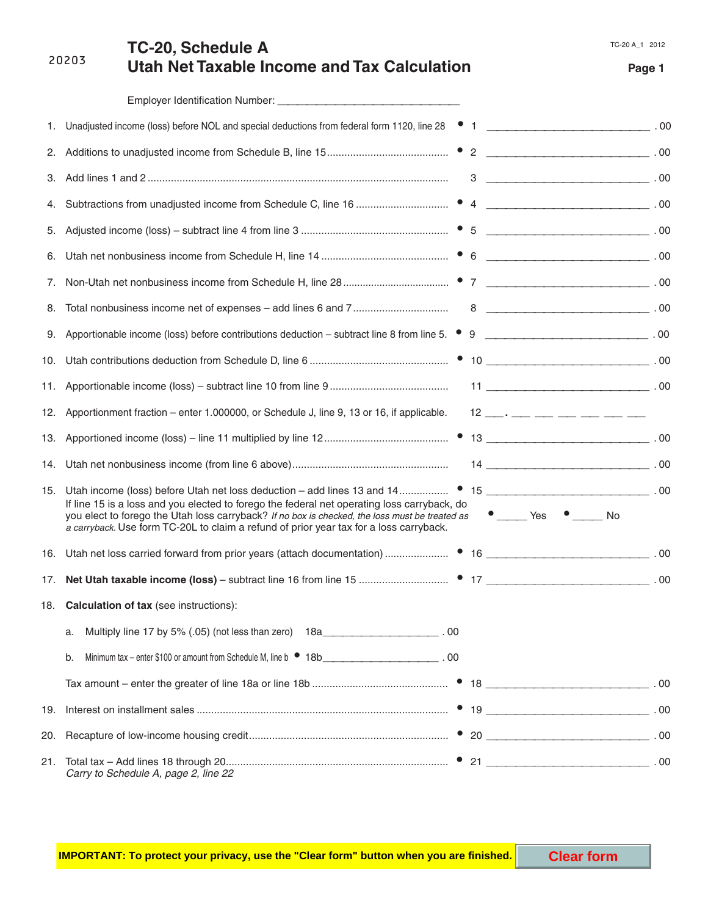20203

# TC-20, Schedule A
## Utah Net Taxable Income and Tax Calculation

TC-20 A_1 2012

**Page 1**

Employer Identification Number: ______________________________

1. Unadjusted income (loss) before NOL and special deductions from federal form 1120, line 28 • 1 ______________ .00
2. Additions to unadjusted income from Schedule B, line 15 • 2 ______________ .00
3. Add lines 1 and 2 3 ______________ .00
4. Subtractions from unadjusted income from Schedule C, line 16 • 4 ______________ .00
5. Adjusted income (loss) – subtract line 4 from line 3 • 5 ______________ .00
6. Utah net nonbusiness income from Schedule H, line 14 • 6 ______________ .00
7. Non-Utah net nonbusiness income from Schedule H, line 28 • 7 ______________ .00
8. Total nonbusiness income net of expenses – add lines 6 and 7 8 ______________ .00
9. Apportionable income (loss) before contributions deduction – subtract line 8 from line 5. • 9 ______________ .00
10. Utah contributions deduction from Schedule D, line 6 • 10 ______________ .00
11. Apportionable income (loss) – subtract line 10 from line 9 11 ______________ .00
12. Apportionment fraction – enter 1.000000, or Schedule J, line 9, 13 or 16, if applicable. 12 ___. ___ ___ ___ ___ ___ ___
13. Apportioned income (loss) – line 11 multiplied by line 12 • 13 ______________ .00
14. Utah net nonbusiness income (from line 6 above) 14 ______________ .00
15. Utah income (loss) before Utah net loss deduction – add lines 13 and 14 • 15 ______________ .00
    If line 15 is a loss and you elected to forego the federal net operating loss carryback, do you elect to forego the Utah loss carryback? *If no box is checked, the loss must be treated as a carryback.* Use form TC-20L to claim a refund of prior year tax for a loss carryback. • _____ Yes • _____ No
16. Utah net loss carried forward from prior years (attach documentation) • 16 ______________ .00
17. **Net Utah taxable income (loss)** – subtract line 16 from line 15 • 17 ______________ .00
18. **Calculation of tax** (see instructions):
    a. Multiply line 17 by 5% (.05) (not less than zero) 18a ______________ .00
    b. Minimum tax – enter $100 or amount from Schedule M, line b • 18b ______________ .00

    Tax amount – enter the greater of line 18a or line 18b • 18 ______________ .00
19. Interest on installment sales • 19 ______________ .00
20. Recapture of low-income housing credit • 20 ______________ .00
21. Total tax – Add lines 18 through 20 • 21 ______________ .00
    *Carry to Schedule A, page 2, line 22*

**IMPORTANT: To protect your privacy, use the "Clear form" button when you are finished.** Clear form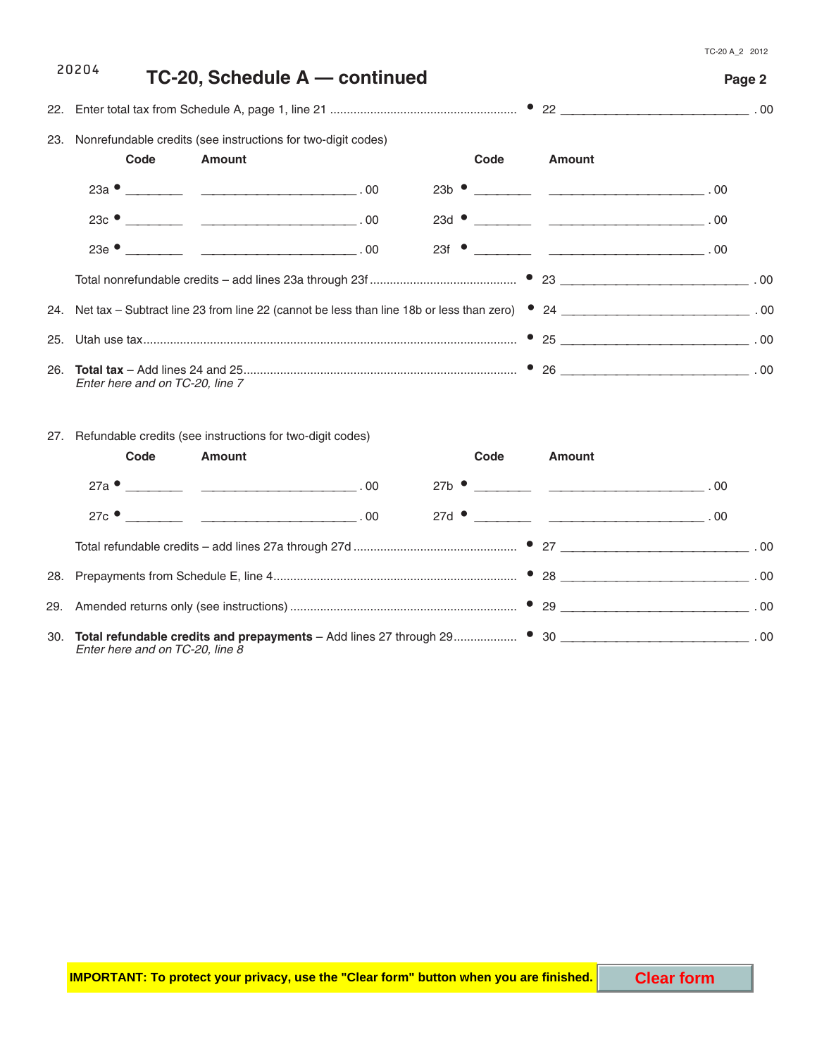20204

# TC-20, Schedule A — continued

Page 2

22. Enter total tax from Schedule A, page 1, line 21 ....................................................... • 22 ____________________________ . 00

23. Nonrefundable credits (see instructions for two-digit codes)

| | Code | Amount | | Code | Amount |
|---|---|---|---|---|---|
| 23a • | ________ | ______________________ . 00 | 23b • | ________ | ______________________ . 00 |
| 23c • | ________ | ______________________ . 00 | 23d • | ________ | ______________________ . 00 |
| 23e • | ________ | ______________________ . 00 | 23f • | ________ | ______________________ . 00 |

Total nonrefundable credits – add lines 23a through 23f ........................................... • 23 ____________________________ . 00

24. Net tax – Subtract line 23 from line 22 (cannot be less than line 18b or less than zero) • 24 ____________________________ . 00

25. Utah use tax................................................................................................................ • 25 ____________________________ . 00

26. **Total tax** – Add lines 24 and 25................................................................................ • 26 ____________________________ . 00
*Enter here and on TC-20, line 7*

27. Refundable credits (see instructions for two-digit codes)

| | Code | Amount | | Code | Amount |
|---|---|---|---|---|---|
| 27a • | ________ | ______________________ . 00 | 27b • | ________ | ______________________ . 00 |
| 27c • | ________ | ______________________ . 00 | 27d • | ________ | ______________________ . 00 |

Total refundable credits – add lines 27a through 27d ................................................ • 27 ____________________________ . 00

28. Prepayments from Schedule E, line 4........................................................................ • 28 ____________________________ . 00

29. Amended returns only (see instructions) ................................................................... • 29 ____________________________ . 00

30. **Total refundable credits and prepayments** – Add lines 27 through 29.................. • 30 ____________________________ . 00
*Enter here and on TC-20, line 8*

**IMPORTANT: To protect your privacy, use the "Clear form" button when you are finished.** Clear form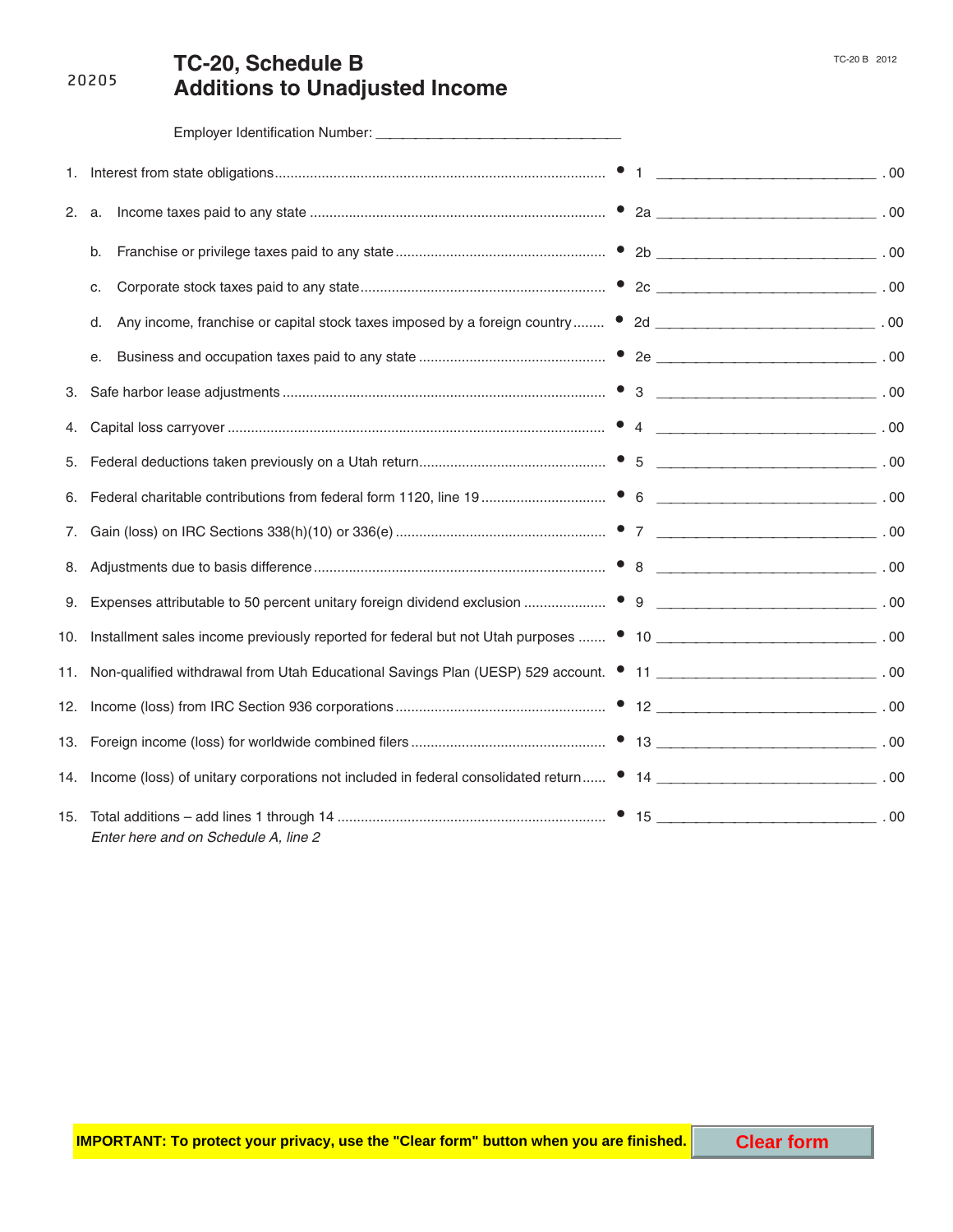20205

# TC-20, Schedule B
## Additions to Unadjusted Income

TC-20 B 2012

Employer Identification Number: _______________________________

| | | | |
|---|---|---|---|
| 1. | Interest from state obligations | 1 | .00 |
| 2. a. | Income taxes paid to any state | 2a | .00 |
| b. | Franchise or privilege taxes paid to any state | 2b | .00 |
| c. | Corporate stock taxes paid to any state | 2c | .00 |
| d. | Any income, franchise or capital stock taxes imposed by a foreign country | 2d | .00 |
| e. | Business and occupation taxes paid to any state | 2e | .00 |
| 3. | Safe harbor lease adjustments | 3 | .00 |
| 4. | Capital loss carryover | 4 | .00 |
| 5. | Federal deductions taken previously on a Utah return | 5 | .00 |
| 6. | Federal charitable contributions from federal form 1120, line 19 | 6 | .00 |
| 7. | Gain (loss) on IRC Sections 338(h)(10) or 336(e) | 7 | .00 |
| 8. | Adjustments due to basis difference | 8 | .00 |
| 9. | Expenses attributable to 50 percent unitary foreign dividend exclusion | 9 | .00 |
| 10. | Installment sales income previously reported for federal but not Utah purposes | 10 | .00 |
| 11. | Non-qualified withdrawal from Utah Educational Savings Plan (UESP) 529 account. | 11 | .00 |
| 12. | Income (loss) from IRC Section 936 corporations | 12 | .00 |
| 13. | Foreign income (loss) for worldwide combined filers | 13 | .00 |
| 14. | Income (loss) of unitary corporations not included in federal consolidated return | 14 | .00 |
| 15. | Total additions – add lines 1 through 14 *Enter here and on Schedule A, line 2* | 15 | .00 |

**IMPORTANT: To protect your privacy, use the "Clear form" button when you are finished.** Clear form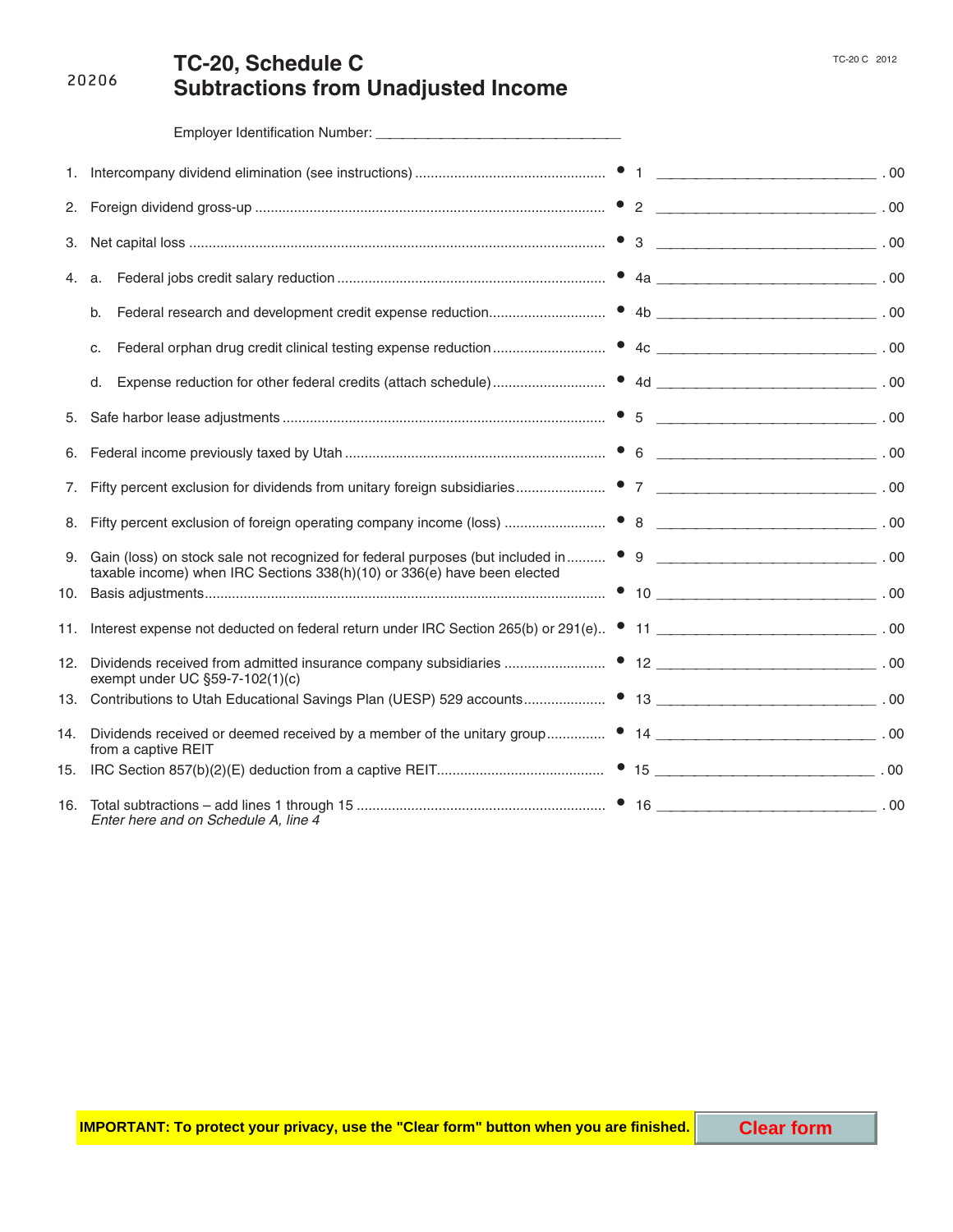20206

# TC-20, Schedule C
## Subtractions from Unadjusted Income

TC-20 C 2012

Employer Identification Number: ______________________________

| | | | |
|---|---|---|---|
| 1. | Intercompany dividend elimination (see instructions) | • 1 | _______________ .00 |
| 2. | Foreign dividend gross-up | • 2 | _______________ .00 |
| 3. | Net capital loss | • 3 | _______________ .00 |
| 4. a. | Federal jobs credit salary reduction | • 4a | _______________ .00 |
| b. | Federal research and development credit expense reduction | • 4b | _______________ .00 |
| c. | Federal orphan drug credit clinical testing expense reduction | • 4c | _______________ .00 |
| d. | Expense reduction for other federal credits (attach schedule) | • 4d | _______________ .00 |
| 5. | Safe harbor lease adjustments | • 5 | _______________ .00 |
| 6. | Federal income previously taxed by Utah | • 6 | _______________ .00 |
| 7. | Fifty percent exclusion for dividends from unitary foreign subsidiaries | • 7 | _______________ .00 |
| 8. | Fifty percent exclusion of foreign operating company income (loss) | • 8 | _______________ .00 |
| 9. | Gain (loss) on stock sale not recognized for federal purposes (but included in taxable income) when IRC Sections 338(h)(10) or 336(e) have been elected | • 9 | _______________ .00 |
| 10. | Basis adjustments | • 10 | _______________ .00 |
| 11. | Interest expense not deducted on federal return under IRC Section 265(b) or 291(e) | • 11 | _______________ .00 |
| 12. | Dividends received from admitted insurance company subsidiaries exempt under UC §59-7-102(1)(c) | • 12 | _______________ .00 |
| 13. | Contributions to Utah Educational Savings Plan (UESP) 529 accounts | • 13 | _______________ .00 |
| 14. | Dividends received or deemed received by a member of the unitary group from a captive REIT | • 14 | _______________ .00 |
| 15. | IRC Section 857(b)(2)(E) deduction from a captive REIT | • 15 | _______________ .00 |
| 16. | Total subtractions – add lines 1 through 15<br>*Enter here and on Schedule A, line 4* | • 16 | _______________ .00 |

**IMPORTANT: To protect your privacy, use the "Clear form" button when you are finished.**

Clear form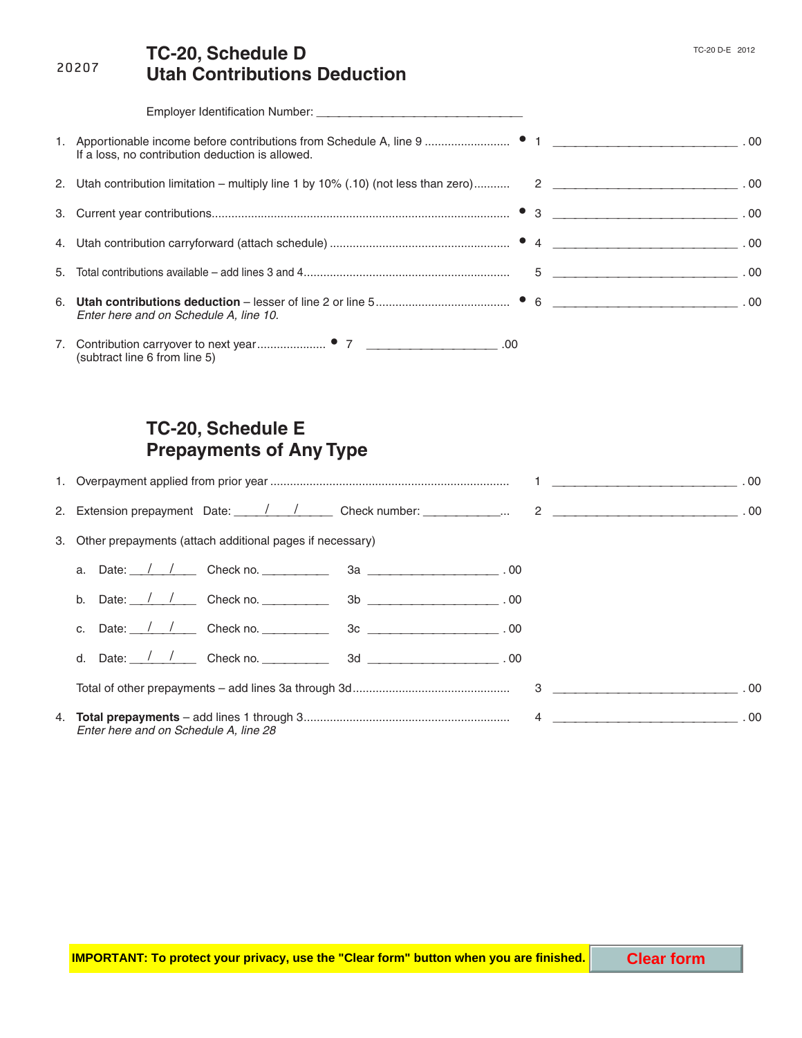20207

# TC-20, Schedule D
# Utah Contributions Deduction

TC-20 D-E 2012

Employer Identification Number: ______________________________

1. Apportionable income before contributions from Schedule A, line 9 .......................... • 1 ____________________ .00
   If a loss, no contribution deduction is allowed.

2. Utah contribution limitation – multiply line 1 by 10% (.10) (not less than zero)........... 2 ____________________ .00

3. Current year contributions.......................................................................................... • 3 ____________________ .00

4. Utah contribution carryforward (attach schedule) ....................................................... • 4 ____________________ .00

5. Total contributions available – add lines 3 and 4............................................................... 5 ____________________ .00

6. **Utah contributions deduction** – lesser of line 2 or line 5......................................... • 6 ____________________ .00
   *Enter here and on Schedule A, line 10.*

7. Contribution carryover to next year..................... • 7 ____________________ .00
   (subtract line 6 from line 5)

# TC-20, Schedule E
# Prepayments of Any Type

1. Overpayment applied from prior year ........................................................................ 1 ____________________ .00

2. Extension prepayment Date: ____/____/______ Check number: ____________... 2 ____________________ .00

3. Other prepayments (attach additional pages if necessary)

   a. Date: ___/___/___ Check no. __________ 3a ____________________ .00

   b. Date: ___/___/___ Check no. __________ 3b ____________________ .00

   c. Date: ___/___/___ Check no. __________ 3c ____________________ .00

   d. Date: ___/___/___ Check no. __________ 3d ____________________ .00

   Total of other prepayments – add lines 3a through 3d............................................... 3 ____________________ .00

4. **Total prepayments** – add lines 1 through 3.............................................................. 4 ____________________ .00
   *Enter here and on Schedule A, line 28*

**IMPORTANT: To protect your privacy, use the "Clear form" button when you are finished.** Clear form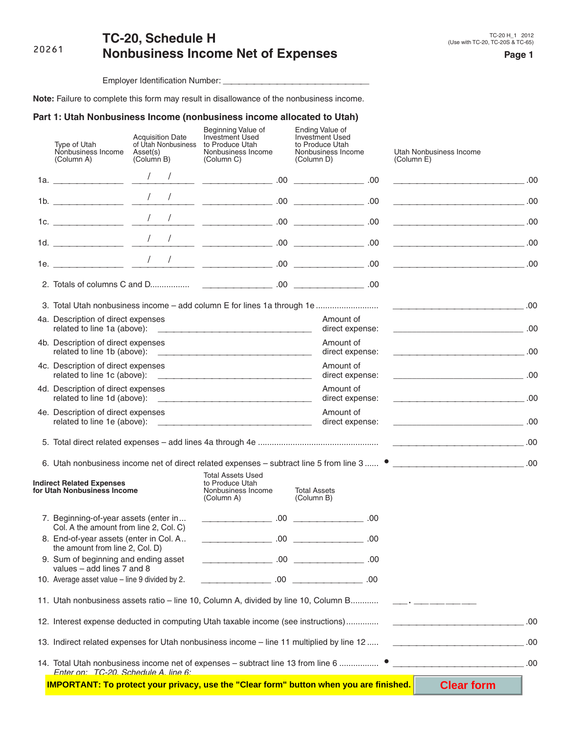20261

# TC-20, Schedule H
# Nonbusiness Income Net of Expenses

TC-20 H_1 2012
(Use with TC-20, TC-20S & TC-65)

Employer Identification Number: ______________________________

**Note:** Failure to complete this form may result in disallowance of the nonbusiness income.

## Part 1: Utah Nonbusiness Income (nonbusiness income allocated to Utah)

| | Type of Utah Nonbusiness Income (Column A) | Acquisition Date of Utah Nonbusiness Asset(s) (Column B) | Beginning Value of Investment Used to Produce Utah Nonbusiness Income (Column C) | Ending Value of Investment Used to Produce Utah Nonbusiness Income (Column D) | Utah Nonbusiness Income (Column E) |
|---|---|---|---|---|---|
| 1a. | | / / | .00 | .00 | .00 |
| 1b. | | / / | .00 | .00 | .00 |
| 1c. | | / / | .00 | .00 | .00 |
| 1d. | | / / | .00 | .00 | .00 |
| 1e. | | / / | .00 | .00 | .00 |
| 2. Totals of columns C and D................. | | | .00 | .00 | |

3. Total Utah nonbusiness income – add column E for lines 1a through 1e ........................... ______ .00

4a. Description of direct expenses related to line 1a (above): ______ Amount of direct expense: ______ .00

4b. Description of direct expenses related to line 1b (above): ______ Amount of direct expense: ______ .00

4c. Description of direct expenses related to line 1c (above): ______ Amount of direct expense: ______ .00

4d. Description of direct expenses related to line 1d (above): ______ Amount of direct expense: ______ .00

4e. Description of direct expenses related to line 1e (above): ______ Amount of direct expense: ______ .00

5. Total direct related expenses – add lines 4a through 4e .................................................... ______ .00

6. Utah nonbusiness income net of direct related expenses – subtract line 5 from line 3 ...... • ______ .00

| **Indirect Related Expenses for Utah Nonbusiness Income** | Total Assets Used to Produce Utah Nonbusiness Income (Column A) | Total Assets (Column B) |
|---|---|---|
| 7. Beginning-of-year assets (enter in Col. A the amount from line 2, Col. C) | .00 | .00 |
| 8. End-of-year assets (enter in Col. A the amount from line 2, Col. D) | .00 | .00 |
| 9. Sum of beginning and ending asset values – add lines 7 and 8 | .00 | .00 |
| 10. Average asset value – line 9 divided by 2. | .00 | .00 |

11. Utah nonbusiness assets ratio – line 10, Column A, divided by line 10, Column B............ ___ . ___ ___ ___ ___

12. Interest expense deducted in computing Utah taxable income (see instructions).............. ______ .00

13. Indirect related expenses for Utah nonbusiness income – line 11 multiplied by line 12 ..... ______ .00

14. Total Utah nonbusiness income net of expenses – subtract line 13 from line 6 ................. • ______ .00
*Enter on: TC-20, Schedule A, line 6;*

**IMPORTANT: To protect your privacy, use the "Clear form" button when you are finished.** Clear form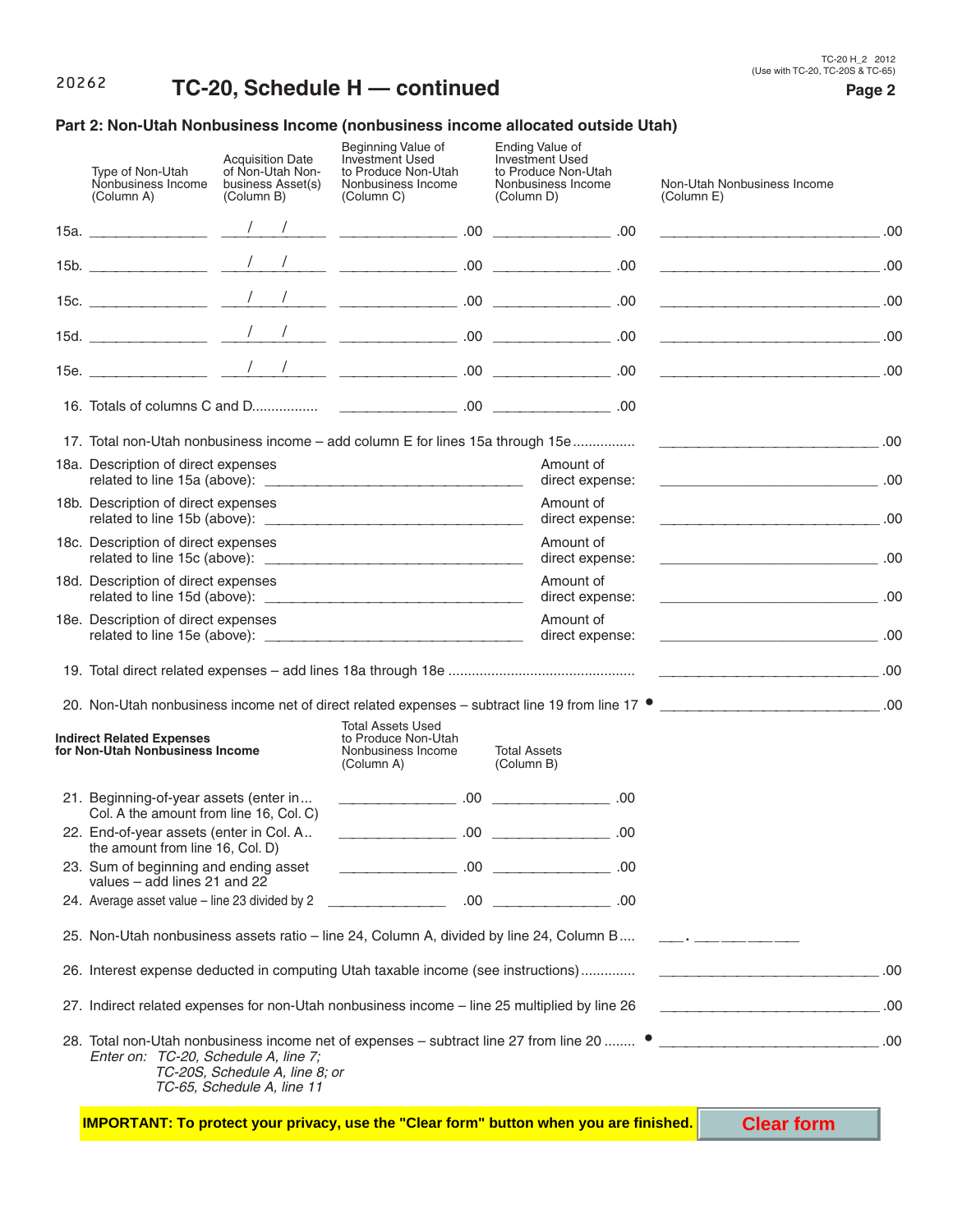20262

# TC-20, Schedule H — continued

TC-20 H_2 2012
(Use with TC-20, TC-20S & TC-65)

## Part 2: Non-Utah Nonbusiness Income (nonbusiness income allocated outside Utah)

| | Type of Non-Utah Nonbusiness Income (Column A) | Acquisition Date of Non-Utah Nonbusiness Asset(s) (Column B) | Beginning Value of Investment Used to Produce Non-Utah Nonbusiness Income (Column C) | Ending Value of Investment Used to Produce Non-Utah Nonbusiness Income (Column D) | Non-Utah Nonbusiness Income (Column E) |
|---|---|---|---|---|---|
| 15a. | | / / | .00 | .00 | .00 |
| 15b. | | / / | .00 | .00 | .00 |
| 15c. | | / / | .00 | .00 | .00 |
| 15d. | | / / | .00 | .00 | .00 |
| 15e. | | / / | .00 | .00 | .00 |
| 16. | Totals of columns C and D | | .00 | .00 | |

17. Total non-Utah nonbusiness income – add column E for lines 15a through 15e ................ .00

18a. Description of direct expenses related to line 15a (above): ______ Amount of direct expense: .00

18b. Description of direct expenses related to line 15b (above): ______ Amount of direct expense: .00

18c. Description of direct expenses related to line 15c (above): ______ Amount of direct expense: .00

18d. Description of direct expenses related to line 15d (above): ______ Amount of direct expense: .00

18e. Description of direct expenses related to line 15e (above): ______ Amount of direct expense: .00

19. Total direct related expenses – add lines 18a through 18e ................ .00

20. Non-Utah nonbusiness income net of direct related expenses – subtract line 19 from line 17 • .00

**Indirect Related Expenses for Non-Utah Nonbusiness Income**

| | Total Assets Used to Produce Non-Utah Nonbusiness Income (Column A) | Total Assets (Column B) |
|---|---|---|
| 21. Beginning-of-year assets (enter in Col. A the amount from line 16, Col. C) | .00 | .00 |
| 22. End-of-year assets (enter in Col. A the amount from line 16, Col. D) | .00 | .00 |
| 23. Sum of beginning and ending asset values – add lines 21 and 22 | .00 | .00 |
| 24. Average asset value – line 23 divided by 2 | .00 | .00 |

25. Non-Utah nonbusiness assets ratio – line 24, Column A, divided by line 24, Column B .... ___ . ___ ___ ___ ___

26. Interest expense deducted in computing Utah taxable income (see instructions) ............. .00

27. Indirect related expenses for non-Utah nonbusiness income – line 25 multiplied by line 26 .00

28. Total non-Utah nonbusiness income net of expenses – subtract line 27 from line 20 ........ • .00
*Enter on: TC-20, Schedule A, line 7;*
*TC-20S, Schedule A, line 8; or*
*TC-65, Schedule A, line 11*

**IMPORTANT: To protect your privacy, use the "Clear form" button when you are finished.** Clear form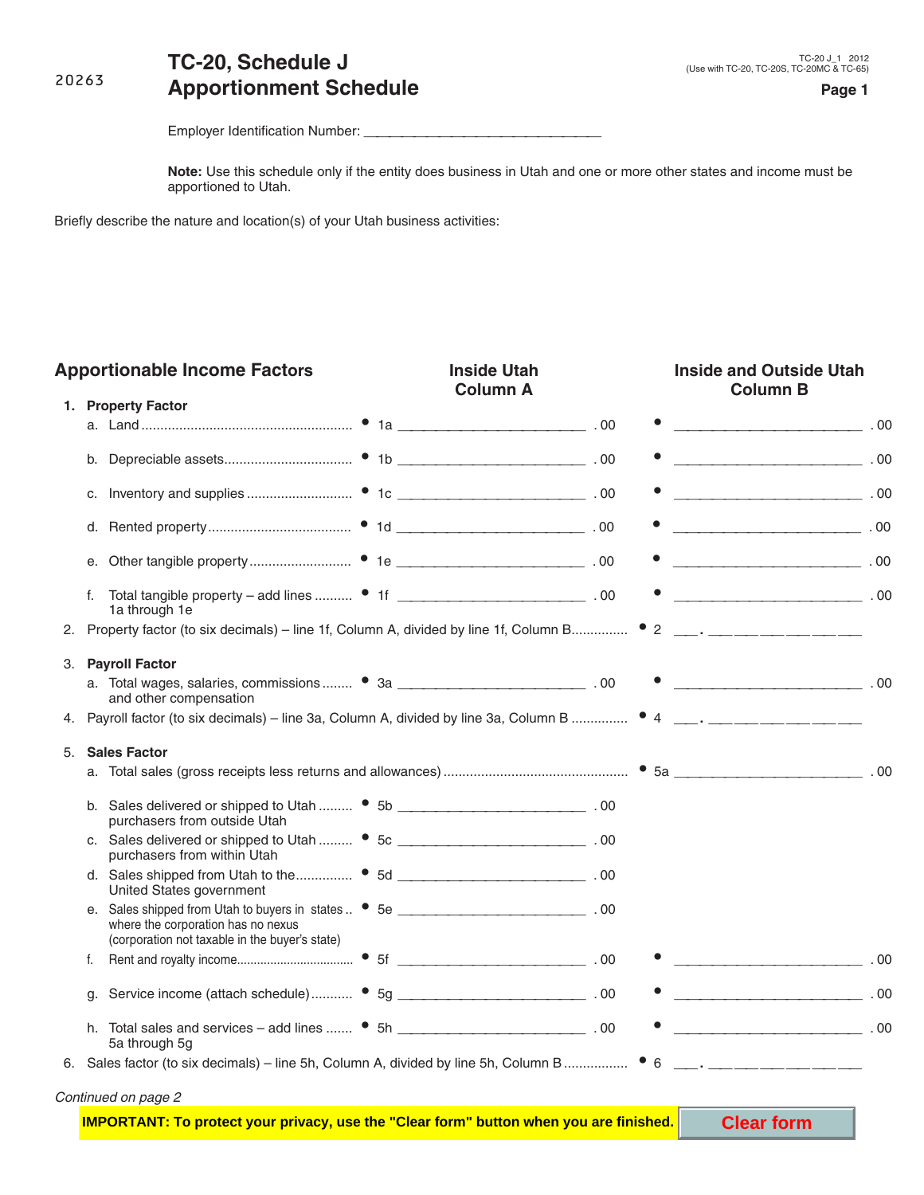20263

# TC-20, Schedule J
# Apportionment Schedule

TC-20 J_1 2012
(Use with TC-20, TC-20S, TC-20MC & TC-65)

Employer Identification Number: ______________________________

**Note:** Use this schedule only if the entity does business in Utah and one or more other states and income must be apportioned to Utah.

Briefly describe the nature and location(s) of your Utah business activities:

## Apportionable Income Factors

| | Inside Utah Column A | Inside and Outside Utah Column B |
|---|---|---|
| **1. Property Factor** | | |
| a. Land | • 1a ______ .00 | • ______ .00 |
| b. Depreciable assets | • 1b ______ .00 | • ______ .00 |
| c. Inventory and supplies | • 1c ______ .00 | • ______ .00 |
| d. Rented property | • 1d ______ .00 | • ______ .00 |
| e. Other tangible property | • 1e ______ .00 | • ______ .00 |
| f. Total tangible property – add lines 1a through 1e | • 1f ______ .00 | • ______ .00 |
| 2. Property factor (to six decimals) – line 1f, Column A, divided by line 1f, Column B | | • 2 ___. ______ |
| **3. Payroll Factor** | | |
| a. Total wages, salaries, commissions and other compensation | • 3a ______ .00 | • ______ .00 |
| 4. Payroll factor (to six decimals) – line 3a, Column A, divided by line 3a, Column B | | • 4 ___. ______ |
| **5. Sales Factor** | | |
| a. Total sales (gross receipts less returns and allowances) | | • 5a ______ .00 |
| b. Sales delivered or shipped to Utah purchasers from outside Utah | • 5b ______ .00 | |
| c. Sales delivered or shipped to Utah purchasers from within Utah | • 5c ______ .00 | |
| d. Sales shipped from Utah to the United States government | • 5d ______ .00 | |
| e. Sales shipped from Utah to buyers in states where the corporation has no nexus (corporation not taxable in the buyer's state) | • 5e ______ .00 | |
| f. Rent and royalty income | • 5f ______ .00 | • ______ .00 |
| g. Service income (attach schedule) | • 5g ______ .00 | • ______ .00 |
| h. Total sales and services – add lines 5a through 5g | • 5h ______ .00 | • ______ .00 |
| 6. Sales factor (to six decimals) – line 5h, Column A, divided by line 5h, Column B | | • 6 ___. ______ |

*Continued on page 2*

**IMPORTANT: To protect your privacy, use the "Clear form" button when you are finished.**

Clear form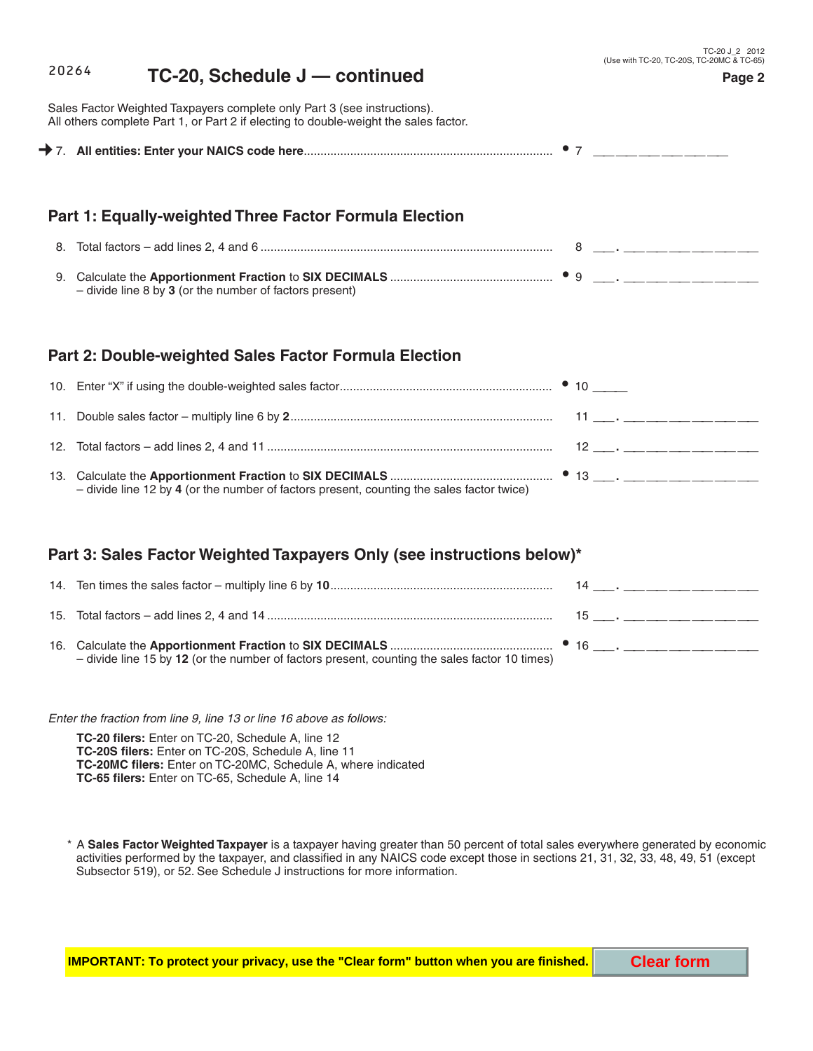20264

# TC-20, Schedule J — continued

TC-20 J_2 2012
(Use with TC-20, TC-20S, TC-20MC & TC-65)

Sales Factor Weighted Taxpayers complete only Part 3 (see instructions).
All others complete Part 1, or Part 2 if electing to double-weight the sales factor.

7. **All entities: Enter your NAICS code here** • 7 ___ ___ ___ ___ ___ ___

## Part 1: Equally-weighted Three Factor Formula Election

8. Total factors – add lines 2, 4 and 6 8 ___. ___ ___ ___ ___ ___ ___

9. Calculate the **Apportionment Fraction** to **SIX DECIMALS** • 9 ___. ___ ___ ___ ___ ___ ___
 – divide line 8 by **3** (or the number of factors present)

## Part 2: Double-weighted Sales Factor Formula Election

10. Enter "X" if using the double-weighted sales factor • 10 _____

11. Double sales factor – multiply line 6 by **2** 11 ___. ___ ___ ___ ___ ___ ___

12. Total factors – add lines 2, 4 and 11 12 ___. ___ ___ ___ ___ ___ ___

13. Calculate the **Apportionment Fraction** to **SIX DECIMALS** • 13 ___. ___ ___ ___ ___ ___ ___
 – divide line 12 by **4** (or the number of factors present, counting the sales factor twice)

## Part 3: Sales Factor Weighted Taxpayers Only (see instructions below)*

14. Ten times the sales factor – multiply line 6 by **10** 14 ___. ___ ___ ___ ___ ___ ___

15. Total factors – add lines 2, 4 and 14 15 ___. ___ ___ ___ ___ ___ ___

16. Calculate the **Apportionment Fraction** to **SIX DECIMALS** • 16 ___. ___ ___ ___ ___ ___ ___
 – divide line 15 by **12** (or the number of factors present, counting the sales factor 10 times)

*Enter the fraction from line 9, line 13 or line 16 above as follows:*

**TC-20 filers:** Enter on TC-20, Schedule A, line 12
**TC-20S filers:** Enter on TC-20S, Schedule A, line 11
**TC-20MC filers:** Enter on TC-20MC, Schedule A, where indicated
**TC-65 filers:** Enter on TC-65, Schedule A, line 14

* A **Sales Factor Weighted Taxpayer** is a taxpayer having greater than 50 percent of total sales everywhere generated by economic activities performed by the taxpayer, and classified in any NAICS code except those in sections 21, 31, 32, 33, 48, 49, 51 (except Subsector 519), or 52. See Schedule J instructions for more information.

**IMPORTANT: To protect your privacy, use the "Clear form" button when you are finished.** Clear form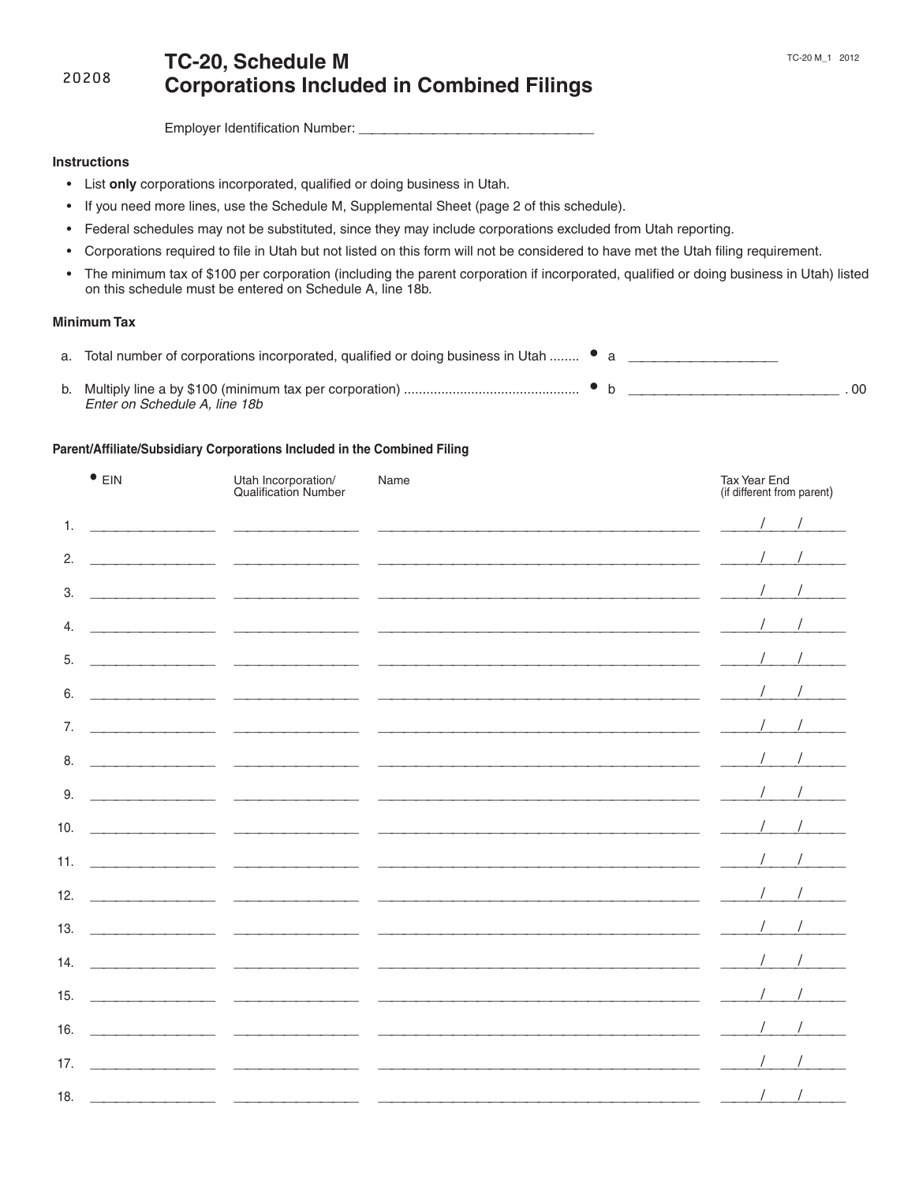20208

# TC-20, Schedule M
# Corporations Included in Combined Filings

TC-20 M_1 2012

Employer Identification Number: ______________________________

### Instructions

- List **only** corporations incorporated, qualified or doing business in Utah.
- If you need more lines, use the Schedule M, Supplemental Sheet (page 2 of this schedule).
- Federal schedules may not be substituted, since they may include corporations excluded from Utah reporting.
- Corporations required to file in Utah but not listed on this form will not be considered to have met the Utah filing requirement.
- The minimum tax of $100 per corporation (including the parent corporation if incorporated, qualified or doing business in Utah) listed on this schedule must be entered on Schedule A, line 18b.

### Minimum Tax

a. Total number of corporations incorporated, qualified or doing business in Utah ........ • a ____________________

b. Multiply line a by $100 (minimum tax per corporation) .............................................. • b ____________________ .00
*Enter on Schedule A, line 18b*

### Parent/Affiliate/Subsidiary Corporations Included in the Combined Filing

| | • EIN | Utah Incorporation/ Qualification Number | Name | Tax Year End (if different from parent) |
|---|---|---|---|---|
| 1. | | | | / / |
| 2. | | | | / / |
| 3. | | | | / / |
| 4. | | | | / / |
| 5. | | | | / / |
| 6. | | | | / / |
| 7. | | | | / / |
| 8. | | | | / / |
| 9. | | | | / / |
| 10. | | | | / / |
| 11. | | | | / / |
| 12. | | | | / / |
| 13. | | | | / / |
| 14. | | | | / / |
| 15. | | | | / / |
| 16. | | | | / / |
| 17. | | | | / / |
| 18. | | | | / / |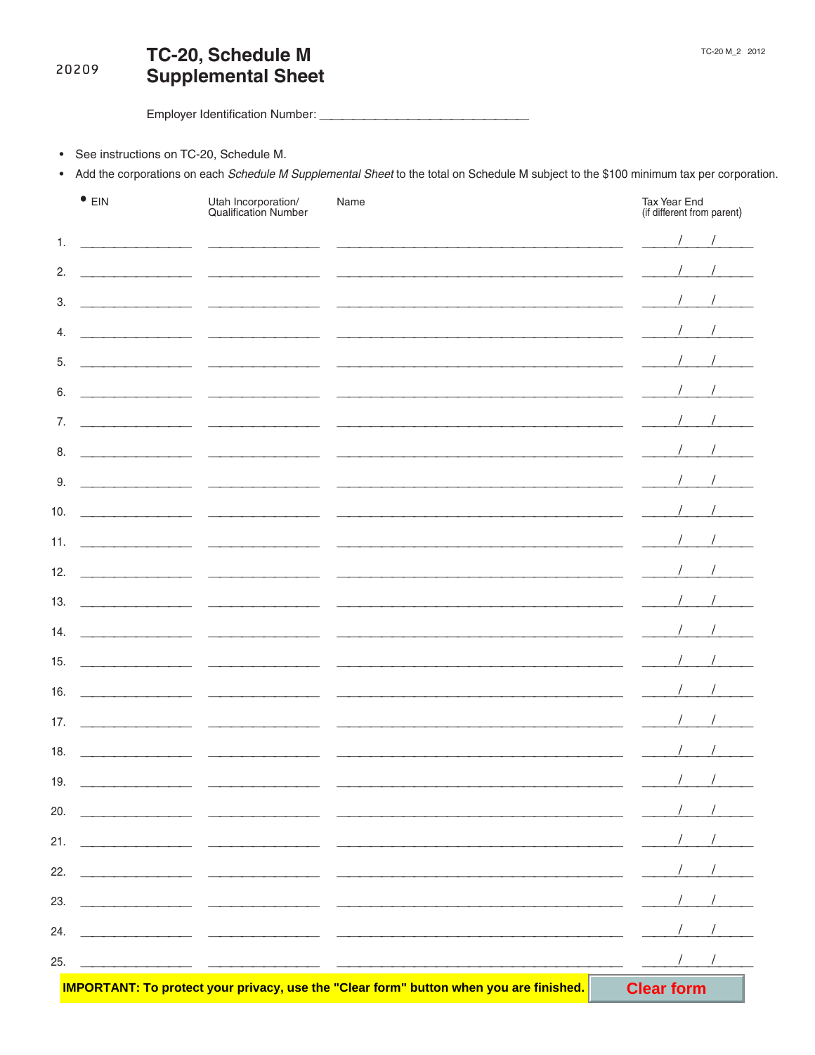20209

# TC-20, Schedule M Supplemental Sheet

TC-20 M_2 2012

Employer Identification Number: ______________________________

- See instructions on TC-20, Schedule M.
- Add the corporations on each *Schedule M Supplemental Sheet* to the total on Schedule M subject to the $100 minimum tax per corporation.

| | • EIN | Utah Incorporation/ Qualification Number | Name | Tax Year End (if different from parent) |
|---|---|---|---|---|
| 1. | | | | / / |
| 2. | | | | / / |
| 3. | | | | / / |
| 4. | | | | / / |
| 5. | | | | / / |
| 6. | | | | / / |
| 7. | | | | / / |
| 8. | | | | / / |
| 9. | | | | / / |
| 10. | | | | / / |
| 11. | | | | / / |
| 12. | | | | / / |
| 13. | | | | / / |
| 14. | | | | / / |
| 15. | | | | / / |
| 16. | | | | / / |
| 17. | | | | / / |
| 18. | | | | / / |
| 19. | | | | / / |
| 20. | | | | / / |
| 21. | | | | / / |
| 22. | | | | / / |
| 23. | | | | / / |
| 24. | | | | / / |
| 25. | | | | / / |

**IMPORTANT: To protect your privacy, use the "Clear form" button when you are finished.** Clear form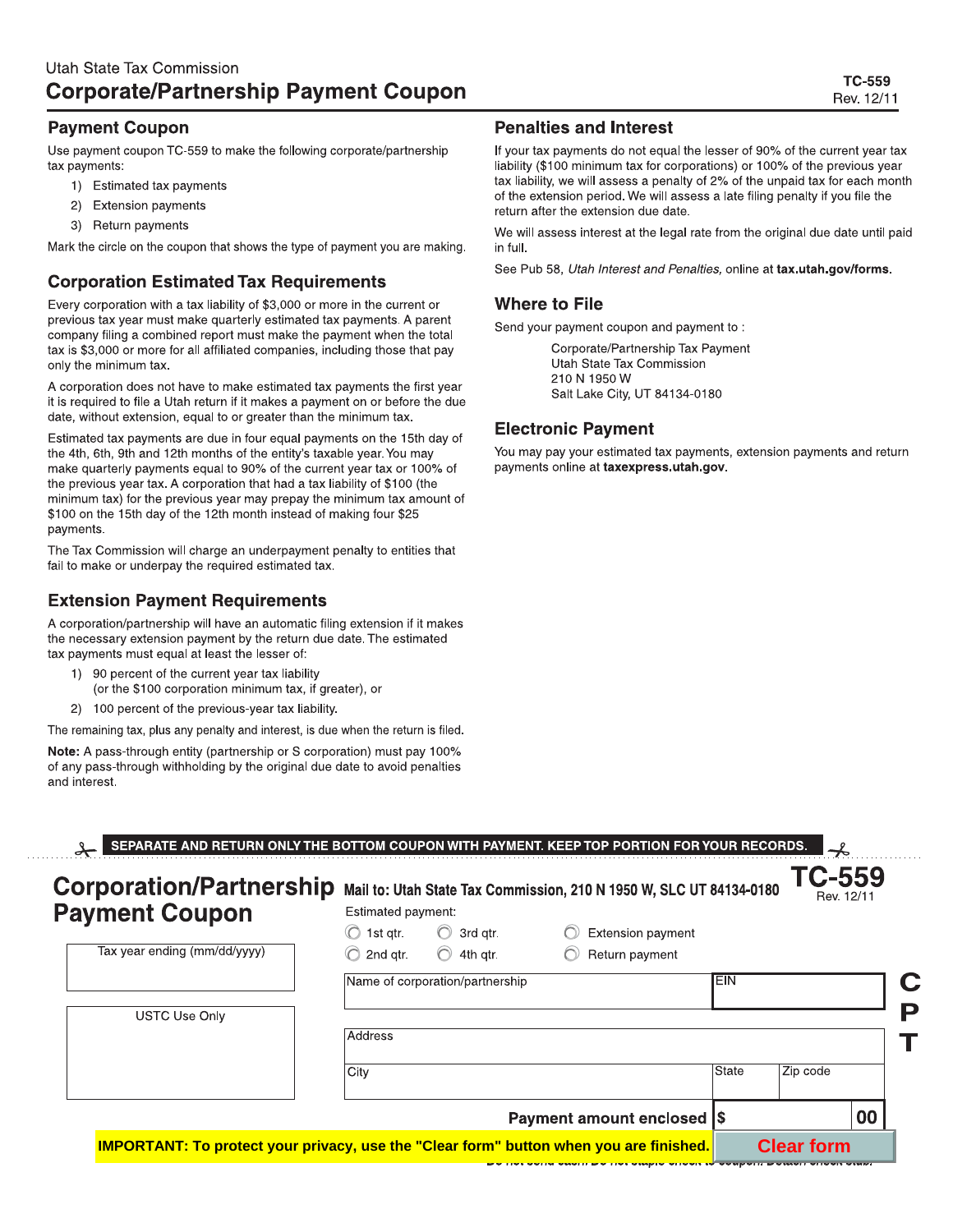Utah State Tax Commission

# Corporate/Partnership Payment Coupon

TC-559
Rev. 12/11

## Payment Coupon

Use payment coupon TC-559 to make the following corporate/partnership tax payments:

1) Estimated tax payments
2) Extension payments
3) Return payments

Mark the circle on the coupon that shows the type of payment you are making.

## Corporation Estimated Tax Requirements

Every corporation with a tax liability of $3,000 or more in the current or previous tax year must make quarterly estimated tax payments. A parent company filing a combined report must make the payment when the total tax is $3,000 or more for all affiliated companies, including those that pay only the minimum tax.

A corporation does not have to make estimated tax payments the first year it is required to file a Utah return if it makes a payment on or before the due date, without extension, equal to or greater than the minimum tax.

Estimated tax payments are due in four equal payments on the 15th day of the 4th, 6th, 9th and 12th months of the entity's taxable year. You may make quarterly payments equal to 90% of the current year tax or 100% of the previous year tax. A corporation that had a tax liability of $100 (the minimum tax) for the previous year may prepay the minimum tax amount of $100 on the 15th day of the 12th month instead of making four $25 payments.

The Tax Commission will charge an underpayment penalty to entities that fail to make or underpay the required estimated tax.

## Extension Payment Requirements

A corporation/partnership will have an automatic filing extension if it makes the necessary extension payment by the return due date. The estimated tax payments must equal at least the lesser of:

1) 90 percent of the current year tax liability (or the $100 corporation minimum tax, if greater), or
2) 100 percent of the previous-year tax liability.

The remaining tax, plus any penalty and interest, is due when the return is filed.

**Note:** A pass-through entity (partnership or S corporation) must pay 100% of any pass-through withholding by the original due date to avoid penalties and interest.

## Penalties and Interest

If your tax payments do not equal the lesser of 90% of the current year tax liability ($100 minimum tax for corporations) or 100% of the previous year tax liability, we will assess a penalty of 2% of the unpaid tax for each month of the extension period. We will assess a late filing penalty if you file the return after the extension due date.

We will assess interest at the legal rate from the original due date until paid in full.

See Pub 58, *Utah Interest and Penalties,* online at **tax.utah.gov/forms**.

## Where to File

Send your payment coupon and payment to :

Corporate/Partnership Tax Payment
Utah State Tax Commission
210 N 1950 W
Salt Lake City, UT 84134-0180

## Electronic Payment

You may pay your estimated tax payments, extension payments and return payments online at **taxexpress.utah.gov**.

SEPARATE AND RETURN ONLY THE BOTTOM COUPON WITH PAYMENT. KEEP TOP PORTION FOR YOUR RECORDS.

# Corporation/Partnership Payment Coupon

**Mail to: Utah State Tax Commission, 210 N 1950 W, SLC UT 84134-0180**

TC-559
Rev. 12/11

Tax year ending (mm/dd/yyyy)

USTC Use Only

Estimated payment:

- ◯ 1st qtr.
- ◯ 2nd qtr.
- ◯ 3rd qtr.
- ◯ 4th qtr.
- ◯ Extension payment
- ◯ Return payment

| Name of corporation/partnership | | EIN |
|---|---|---|
| Address | | |
| City | State | Zip code |

C P T

**Payment amount enclosed** $ 00

**IMPORTANT: To protect your privacy, use the "Clear form" button when you are finished.** Clear form

Do not send cash. Do not staple check to coupon. Detach check stub.